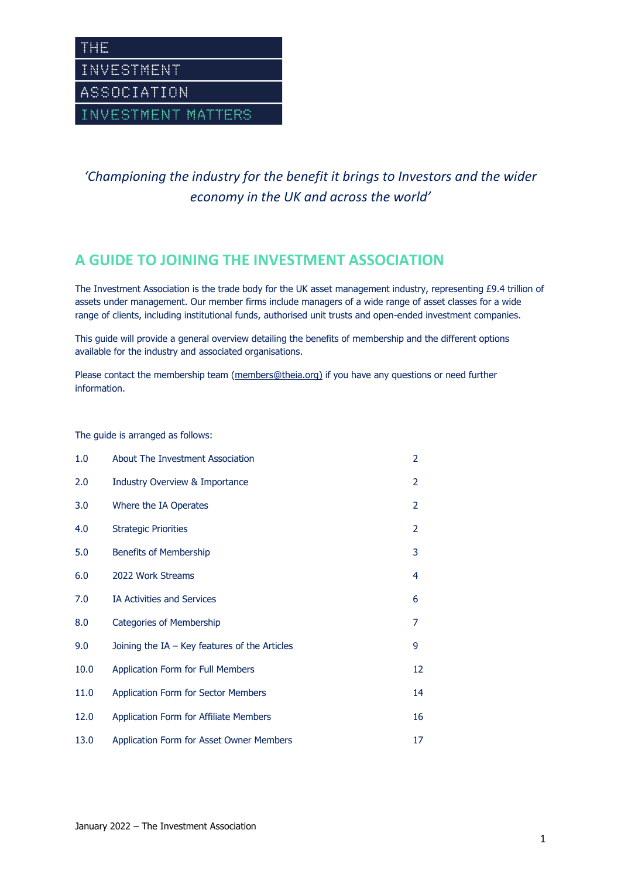THE

INVESTMENT

ASSOCIATION

INVESTMENT MATTERS

*'Championing the industry for the benefit it brings to Investors and the wider economy in the UK and across the world'*

## A GUIDE TO JOINING THE INVESTMENT ASSOCIATION

The Investment Association is the trade body for the UK asset management industry, representing £9.4 trillion of assets under management. Our member firms include managers of a wide range of asset classes for a wide range of clients, including institutional funds, authorised unit trusts and open-ended investment companies.

This guide will provide a general overview detailing the benefits of membership and the different options available for the industry and associated organisations.

Please contact the membership team (members@theia.org) if you have any questions or need further information.

The guide is arranged as follows:

| | | |
|---|---|---|
| 1.0 | About The Investment Association | 2 |
| 2.0 | Industry Overview & Importance | 2 |
| 3.0 | Where the IA Operates | 2 |
| 4.0 | Strategic Priorities | 2 |
| 5.0 | Benefits of Membership | 3 |
| 6.0 | 2022 Work Streams | 4 |
| 7.0 | IA Activities and Services | 6 |
| 8.0 | Categories of Membership | 7 |
| 9.0 | Joining the IA – Key features of the Articles | 9 |
| 10.0 | Application Form for Full Members | 12 |
| 11.0 | Application Form for Sector Members | 14 |
| 12.0 | Application Form for Affiliate Members | 16 |
| 13.0 | Application Form for Asset Owner Members | 17 |

January 2022 – The Investment Association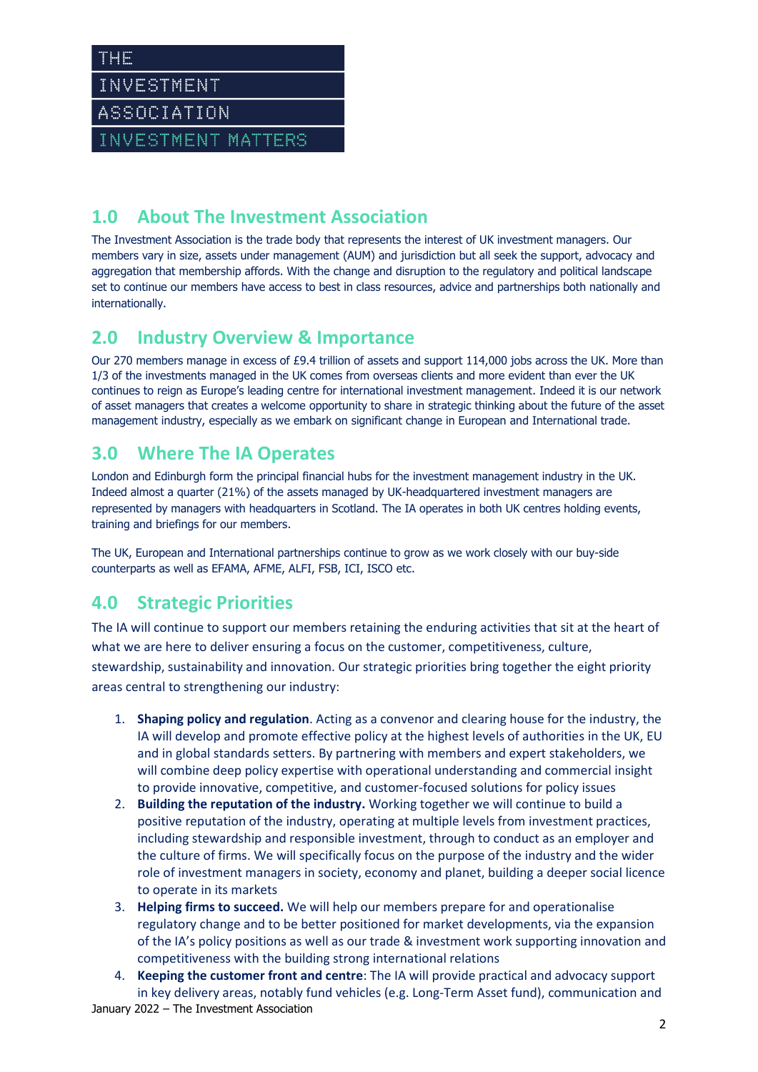THE INVESTMENT ASSOCIATION

INVESTMENT MATTERS

## 1.0 About The Investment Association

The Investment Association is the trade body that represents the interest of UK investment managers. Our members vary in size, assets under management (AUM) and jurisdiction but all seek the support, advocacy and aggregation that membership affords. With the change and disruption to the regulatory and political landscape set to continue our members have access to best in class resources, advice and partnerships both nationally and internationally.

## 2.0 Industry Overview & Importance

Our 270 members manage in excess of £9.4 trillion of assets and support 114,000 jobs across the UK. More than 1/3 of the investments managed in the UK comes from overseas clients and more evident than ever the UK continues to reign as Europe's leading centre for international investment management. Indeed it is our network of asset managers that creates a welcome opportunity to share in strategic thinking about the future of the asset management industry, especially as we embark on significant change in European and International trade.

## 3.0 Where The IA Operates

London and Edinburgh form the principal financial hubs for the investment management industry in the UK. Indeed almost a quarter (21%) of the assets managed by UK-headquartered investment managers are represented by managers with headquarters in Scotland. The IA operates in both UK centres holding events, training and briefings for our members.

The UK, European and International partnerships continue to grow as we work closely with our buy-side counterparts as well as EFAMA, AFME, ALFI, FSB, ICI, ISCO etc.

## 4.0 Strategic Priorities

The IA will continue to support our members retaining the enduring activities that sit at the heart of what we are here to deliver ensuring a focus on the customer, competitiveness, culture, stewardship, sustainability and innovation. Our strategic priorities bring together the eight priority areas central to strengthening our industry:

1. **Shaping policy and regulation**. Acting as a convenor and clearing house for the industry, the IA will develop and promote effective policy at the highest levels of authorities in the UK, EU and in global standards setters. By partnering with members and expert stakeholders, we will combine deep policy expertise with operational understanding and commercial insight to provide innovative, competitive, and customer-focused solutions for policy issues
2. **Building the reputation of the industry.** Working together we will continue to build a positive reputation of the industry, operating at multiple levels from investment practices, including stewardship and responsible investment, through to conduct as an employer and the culture of firms. We will specifically focus on the purpose of the industry and the wider role of investment managers in society, economy and planet, building a deeper social licence to operate in its markets
3. **Helping firms to succeed.** We will help our members prepare for and operationalise regulatory change and to be better positioned for market developments, via the expansion of the IA's policy positions as well as our trade & investment work supporting innovation and competitiveness with the building strong international relations
4. **Keeping the customer front and centre**: The IA will provide practical and advocacy support in key delivery areas, notably fund vehicles (e.g. Long-Term Asset fund), communication and

January 2022 – The Investment Association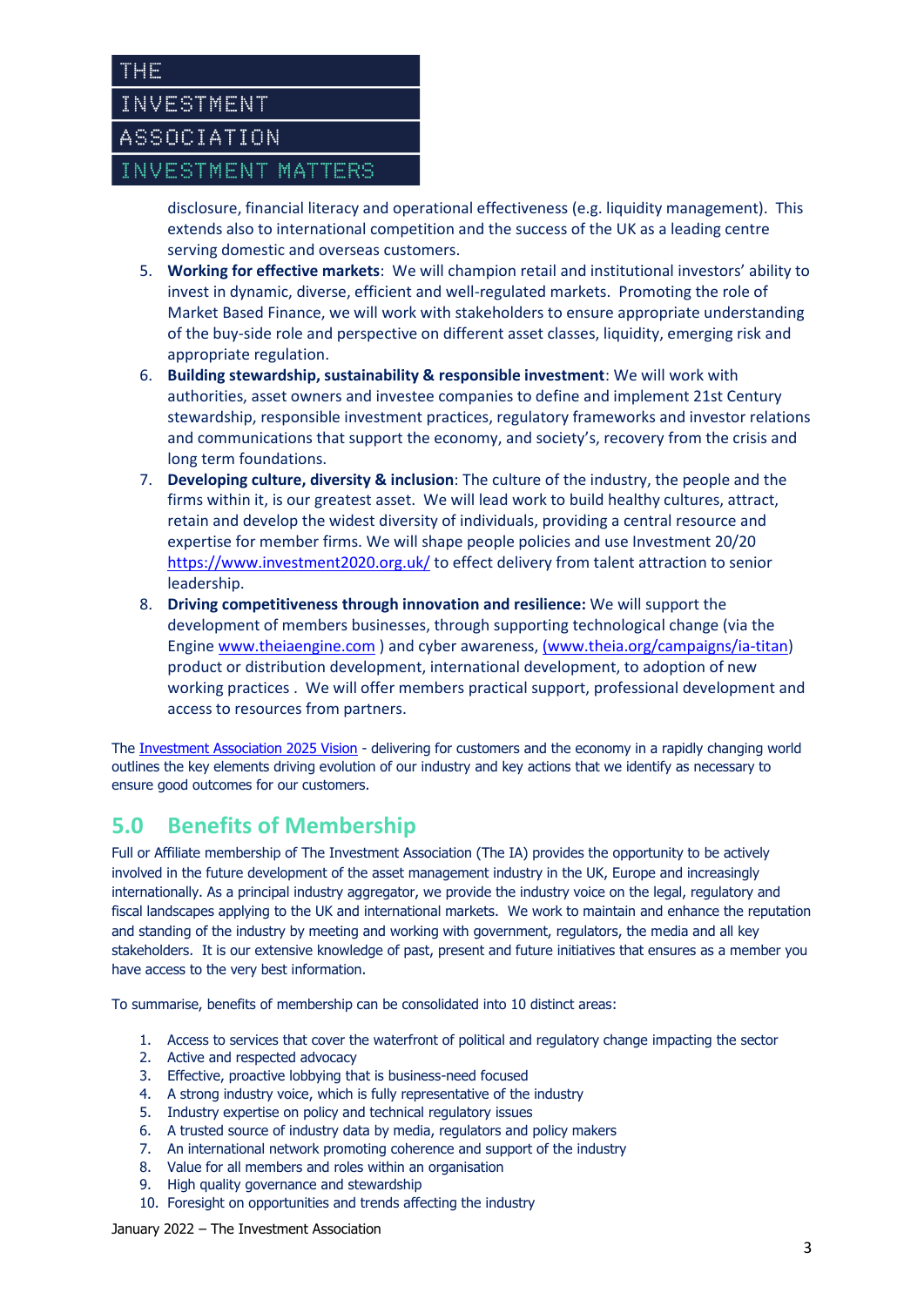disclosure, financial literacy and operational effectiveness (e.g. liquidity management). This extends also to international competition and the success of the UK as a leading centre serving domestic and overseas customers.

5. **Working for effective markets**: We will champion retail and institutional investors' ability to invest in dynamic, diverse, efficient and well-regulated markets. Promoting the role of Market Based Finance, we will work with stakeholders to ensure appropriate understanding of the buy-side role and perspective on different asset classes, liquidity, emerging risk and appropriate regulation.
6. **Building stewardship, sustainability & responsible investment**: We will work with authorities, asset owners and investee companies to define and implement 21st Century stewardship, responsible investment practices, regulatory frameworks and investor relations and communications that support the economy, and society's, recovery from the crisis and long term foundations.
7. **Developing culture, diversity & inclusion**: The culture of the industry, the people and the firms within it, is our greatest asset. We will lead work to build healthy cultures, attract, retain and develop the widest diversity of individuals, providing a central resource and expertise for member firms. We will shape people policies and use Investment 20/20 https://www.investment2020.org.uk/ to effect delivery from talent attraction to senior leadership.
8. **Driving competitiveness through innovation and resilience:** We will support the development of members businesses, through supporting technological change (via the Engine www.theiaengine.com ) and cyber awareness, (www.theia.org/campaigns/ia-titan) product or distribution development, international development, to adoption of new working practices . We will offer members practical support, professional development and access to resources from partners.

The Investment Association 2025 Vision - delivering for customers and the economy in a rapidly changing world outlines the key elements driving evolution of our industry and key actions that we identify as necessary to ensure good outcomes for our customers.

## 5.0 Benefits of Membership

Full or Affiliate membership of The Investment Association (The IA) provides the opportunity to be actively involved in the future development of the asset management industry in the UK, Europe and increasingly internationally. As a principal industry aggregator, we provide the industry voice on the legal, regulatory and fiscal landscapes applying to the UK and international markets. We work to maintain and enhance the reputation and standing of the industry by meeting and working with government, regulators, the media and all key stakeholders. It is our extensive knowledge of past, present and future initiatives that ensures as a member you have access to the very best information.

To summarise, benefits of membership can be consolidated into 10 distinct areas:

1. Access to services that cover the waterfront of political and regulatory change impacting the sector
2. Active and respected advocacy
3. Effective, proactive lobbying that is business-need focused
4. A strong industry voice, which is fully representative of the industry
5. Industry expertise on policy and technical regulatory issues
6. A trusted source of industry data by media, regulators and policy makers
7. An international network promoting coherence and support of the industry
8. Value for all members and roles within an organisation
9. High quality governance and stewardship
10. Foresight on opportunities and trends affecting the industry

January 2022 – The Investment Association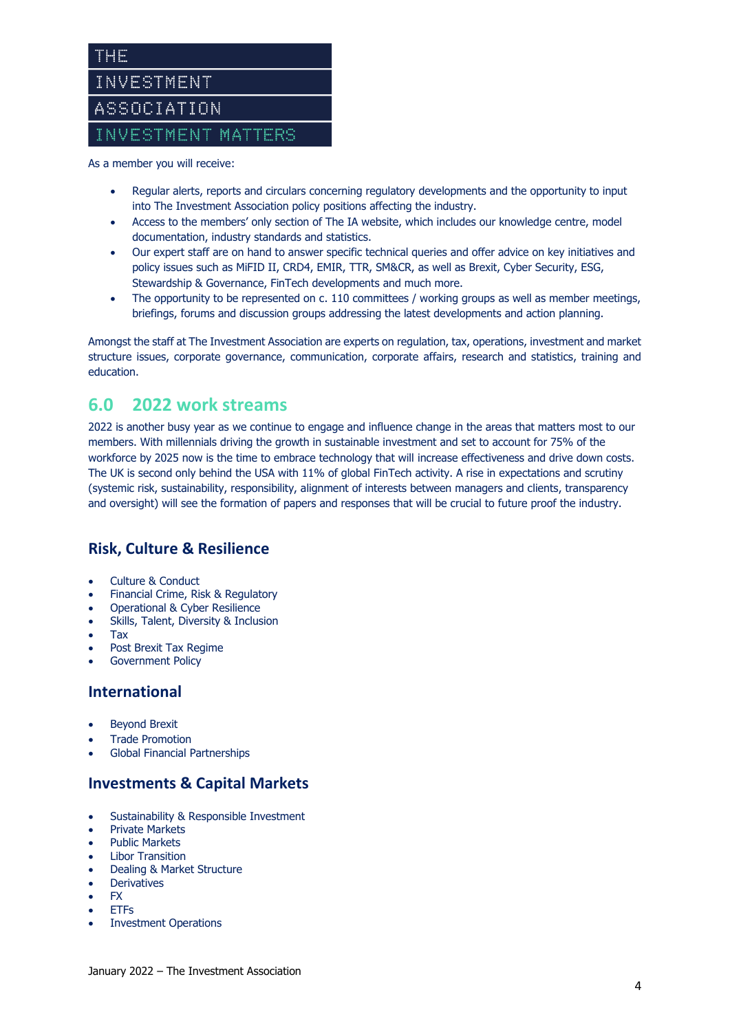THE

INVESTMENT

ASSOCIATION

INVESTMENT MATTERS

As a member you will receive:

- Regular alerts, reports and circulars concerning regulatory developments and the opportunity to input into The Investment Association policy positions affecting the industry.
- Access to the members' only section of The IA website, which includes our knowledge centre, model documentation, industry standards and statistics.
- Our expert staff are on hand to answer specific technical queries and offer advice on key initiatives and policy issues such as MiFID II, CRD4, EMIR, TTR, SM&CR, as well as Brexit, Cyber Security, ESG, Stewardship & Governance, FinTech developments and much more.
- The opportunity to be represented on c. 110 committees / working groups as well as member meetings, briefings, forums and discussion groups addressing the latest developments and action planning.

Amongst the staff at The Investment Association are experts on regulation, tax, operations, investment and market structure issues, corporate governance, communication, corporate affairs, research and statistics, training and education.

## 6.0 2022 work streams

2022 is another busy year as we continue to engage and influence change in the areas that matters most to our members. With millennials driving the growth in sustainable investment and set to account for 75% of the workforce by 2025 now is the time to embrace technology that will increase effectiveness and drive down costs. The UK is second only behind the USA with 11% of global FinTech activity. A rise in expectations and scrutiny (systemic risk, sustainability, responsibility, alignment of interests between managers and clients, transparency and oversight) will see the formation of papers and responses that will be crucial to future proof the industry.

### Risk, Culture & Resilience

- Culture & Conduct
- Financial Crime, Risk & Regulatory
- Operational & Cyber Resilience
- Skills, Talent, Diversity & Inclusion
- Tax
- Post Brexit Tax Regime
- Government Policy

### International

- Beyond Brexit
- Trade Promotion
- Global Financial Partnerships

### Investments & Capital Markets

- Sustainability & Responsible Investment
- Private Markets
- Public Markets
- Libor Transition
- Dealing & Market Structure
- Derivatives
- FX
- ETFs
- Investment Operations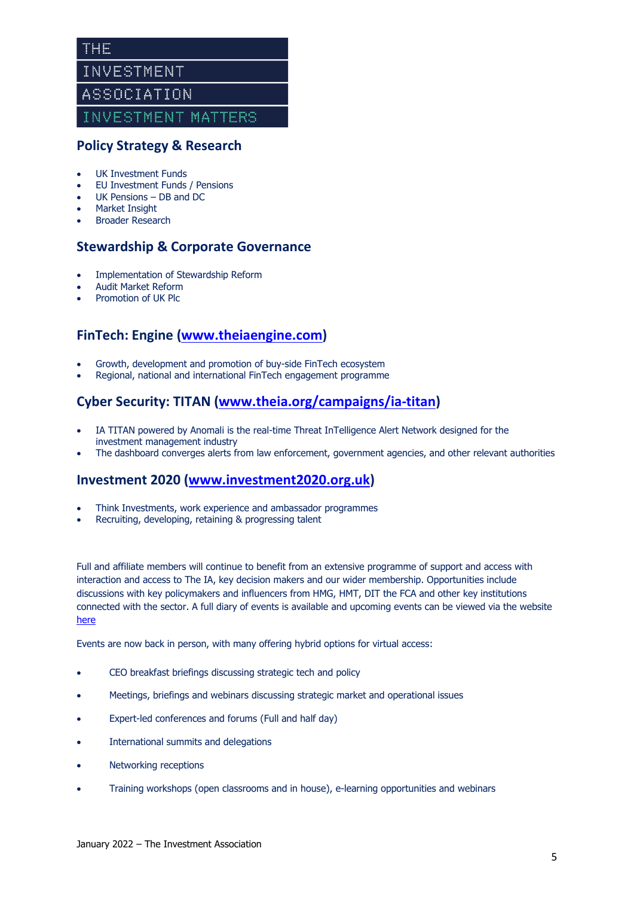THE
INVESTMENT
ASSOCIATION
INVESTMENT MATTERS

## Policy Strategy & Research

- UK Investment Funds
- EU Investment Funds / Pensions
- UK Pensions – DB and DC
- Market Insight
- Broader Research

## Stewardship & Corporate Governance

- Implementation of Stewardship Reform
- Audit Market Reform
- Promotion of UK Plc

## FinTech: Engine ([www.theiaengine.com](www.theiaengine.com))

- Growth, development and promotion of buy-side FinTech ecosystem
- Regional, national and international FinTech engagement programme

## Cyber Security: TITAN ([www.theia.org/campaigns/ia-titan](www.theia.org/campaigns/ia-titan))

- IA TITAN powered by Anomali is the real-time Threat InTelligence Alert Network designed for the investment management industry
- The dashboard converges alerts from law enforcement, government agencies, and other relevant authorities

## Investment 2020 ([www.investment2020.org.uk](www.investment2020.org.uk))

- Think Investments, work experience and ambassador programmes
- Recruiting, developing, retaining & progressing talent

Full and affiliate members will continue to benefit from an extensive programme of support and access with interaction and access to The IA, key decision makers and our wider membership. Opportunities include discussions with key policymakers and influencers from HMG, HMT, DIT the FCA and other key institutions connected with the sector. A full diary of events is available and upcoming events can be viewed via the website here

Events are now back in person, with many offering hybrid options for virtual access:

- CEO breakfast briefings discussing strategic tech and policy
- Meetings, briefings and webinars discussing strategic market and operational issues
- Expert-led conferences and forums (Full and half day)
- International summits and delegations
- Networking receptions
- Training workshops (open classrooms and in house), e-learning opportunities and webinars

January 2022 – The Investment Association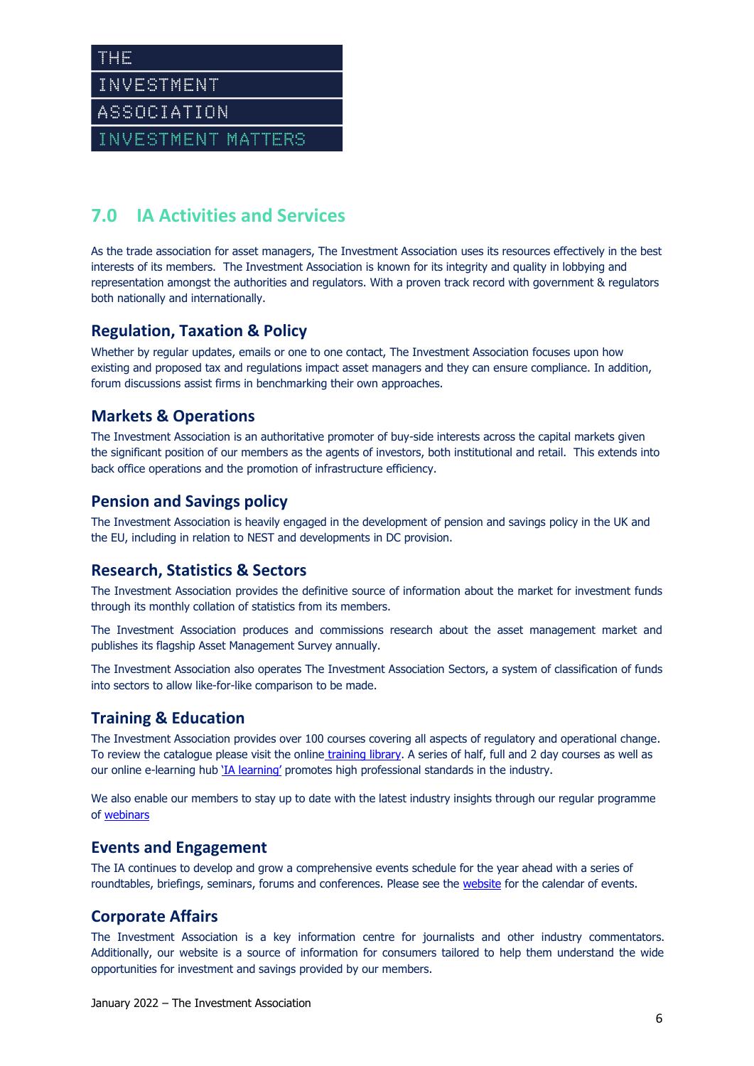THE

INVESTMENT

ASSOCIATION

INVESTMENT MATTERS

## 7.0 IA Activities and Services

As the trade association for asset managers, The Investment Association uses its resources effectively in the best interests of its members. The Investment Association is known for its integrity and quality in lobbying and representation amongst the authorities and regulators. With a proven track record with government & regulators both nationally and internationally.

### Regulation, Taxation & Policy

Whether by regular updates, emails or one to one contact, The Investment Association focuses upon how existing and proposed tax and regulations impact asset managers and they can ensure compliance. In addition, forum discussions assist firms in benchmarking their own approaches.

### Markets & Operations

The Investment Association is an authoritative promoter of buy-side interests across the capital markets given the significant position of our members as the agents of investors, both institutional and retail. This extends into back office operations and the promotion of infrastructure efficiency.

### Pension and Savings policy

The Investment Association is heavily engaged in the development of pension and savings policy in the UK and the EU, including in relation to NEST and developments in DC provision.

### Research, Statistics & Sectors

The Investment Association provides the definitive source of information about the market for investment funds through its monthly collation of statistics from its members.

The Investment Association produces and commissions research about the asset management market and publishes its flagship Asset Management Survey annually.

The Investment Association also operates The Investment Association Sectors, a system of classification of funds into sectors to allow like-for-like comparison to be made.

### Training & Education

The Investment Association provides over 100 courses covering all aspects of regulatory and operational change. To review the catalogue please visit the online training library. A series of half, full and 2 day courses as well as our online e-learning hub 'IA learning' promotes high professional standards in the industry.

We also enable our members to stay up to date with the latest industry insights through our regular programme of webinars

### Events and Engagement

The IA continues to develop and grow a comprehensive events schedule for the year ahead with a series of roundtables, briefings, seminars, forums and conferences. Please see the website for the calendar of events.

### Corporate Affairs

The Investment Association is a key information centre for journalists and other industry commentators. Additionally, our website is a source of information for consumers tailored to help them understand the wide opportunities for investment and savings provided by our members.

January 2022 – The Investment Association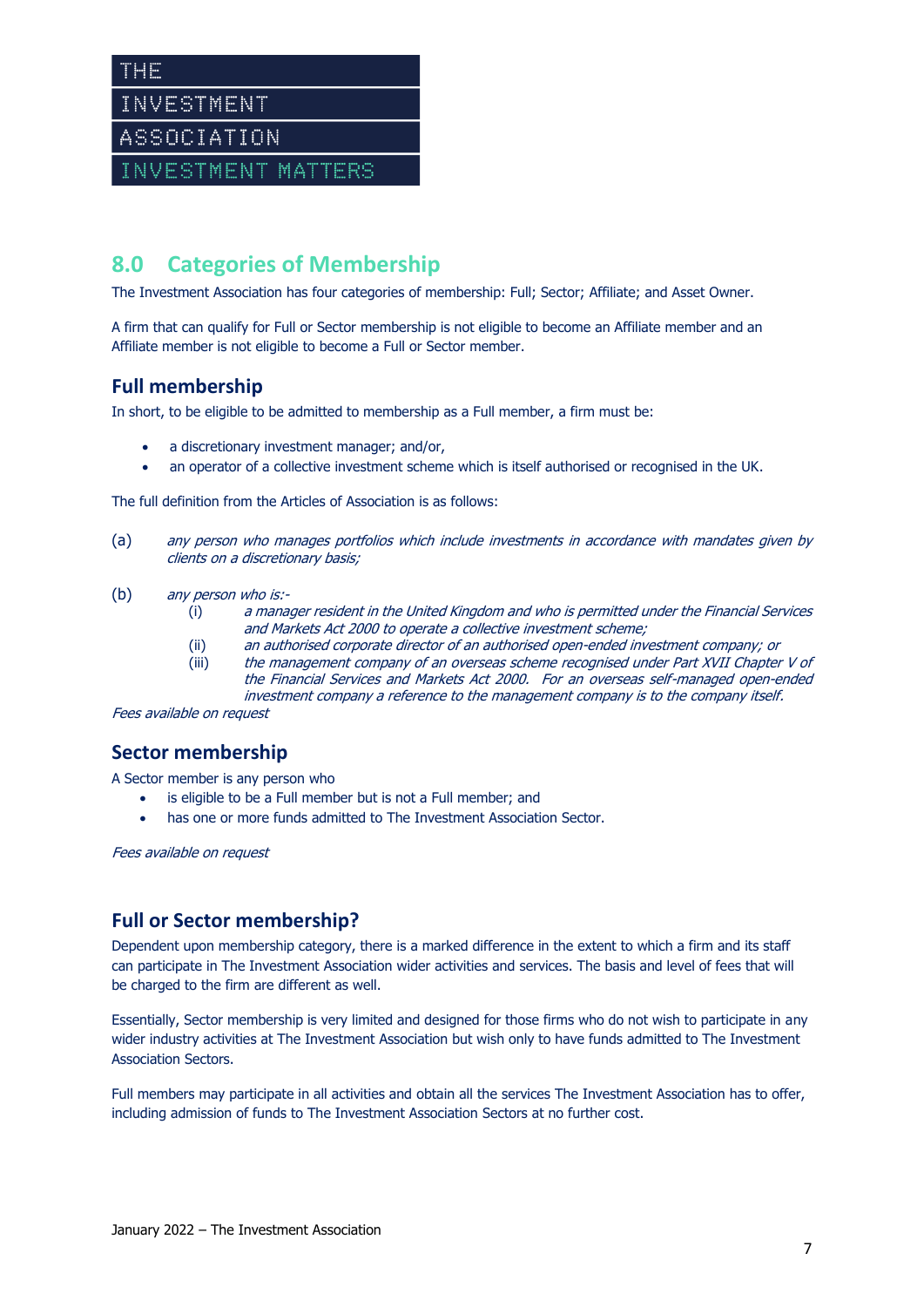## 8.0 Categories of Membership

The Investment Association has four categories of membership: Full; Sector; Affiliate; and Asset Owner.

A firm that can qualify for Full or Sector membership is not eligible to become an Affiliate member and an Affiliate member is not eligible to become a Full or Sector member.

### Full membership

In short, to be eligible to be admitted to membership as a Full member, a firm must be:

- a discretionary investment manager; and/or,
- an operator of a collective investment scheme which is itself authorised or recognised in the UK.

The full definition from the Articles of Association is as follows:

(a) *any person who manages portfolios which include investments in accordance with mandates given by clients on a discretionary basis;*

(b) *any person who is:-*
   (i) *a manager resident in the United Kingdom and who is permitted under the Financial Services and Markets Act 2000 to operate a collective investment scheme;*
   (ii) *an authorised corporate director of an authorised open-ended investment company; or*
   (iii) *the management company of an overseas scheme recognised under Part XVII Chapter V of the Financial Services and Markets Act 2000. For an overseas self-managed open-ended investment company a reference to the management company is to the company itself.*

*Fees available on request*

### Sector membership

A Sector member is any person who

- is eligible to be a Full member but is not a Full member; and
- has one or more funds admitted to The Investment Association Sector.

*Fees available on request*

### Full or Sector membership?

Dependent upon membership category, there is a marked difference in the extent to which a firm and its staff can participate in The Investment Association wider activities and services. The basis and level of fees that will be charged to the firm are different as well.

Essentially, Sector membership is very limited and designed for those firms who do not wish to participate in any wider industry activities at The Investment Association but wish only to have funds admitted to The Investment Association Sectors.

Full members may participate in all activities and obtain all the services The Investment Association has to offer, including admission of funds to The Investment Association Sectors at no further cost.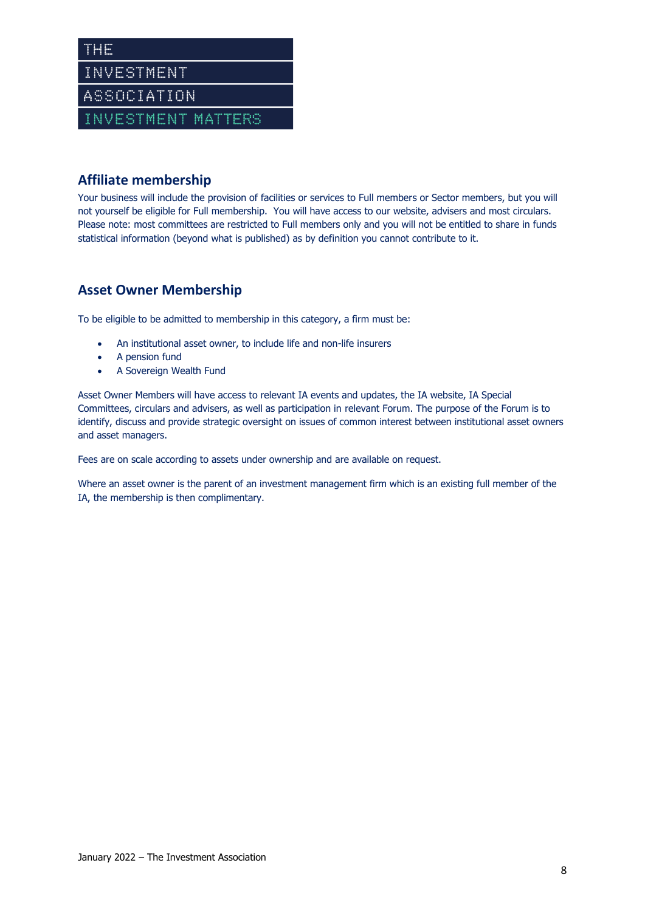## Affiliate membership

Your business will include the provision of facilities or services to Full members or Sector members, but you will not yourself be eligible for Full membership. You will have access to our website, advisers and most circulars. Please note: most committees are restricted to Full members only and you will not be entitled to share in funds statistical information (beyond what is published) as by definition you cannot contribute to it.

## Asset Owner Membership

To be eligible to be admitted to membership in this category, a firm must be:

- An institutional asset owner, to include life and non-life insurers
- A pension fund
- A Sovereign Wealth Fund

Asset Owner Members will have access to relevant IA events and updates, the IA website, IA Special Committees, circulars and advisers, as well as participation in relevant Forum. The purpose of the Forum is to identify, discuss and provide strategic oversight on issues of common interest between institutional asset owners and asset managers.

Fees are on scale according to assets under ownership and are available on request.

Where an asset owner is the parent of an investment management firm which is an existing full member of the IA, the membership is then complimentary.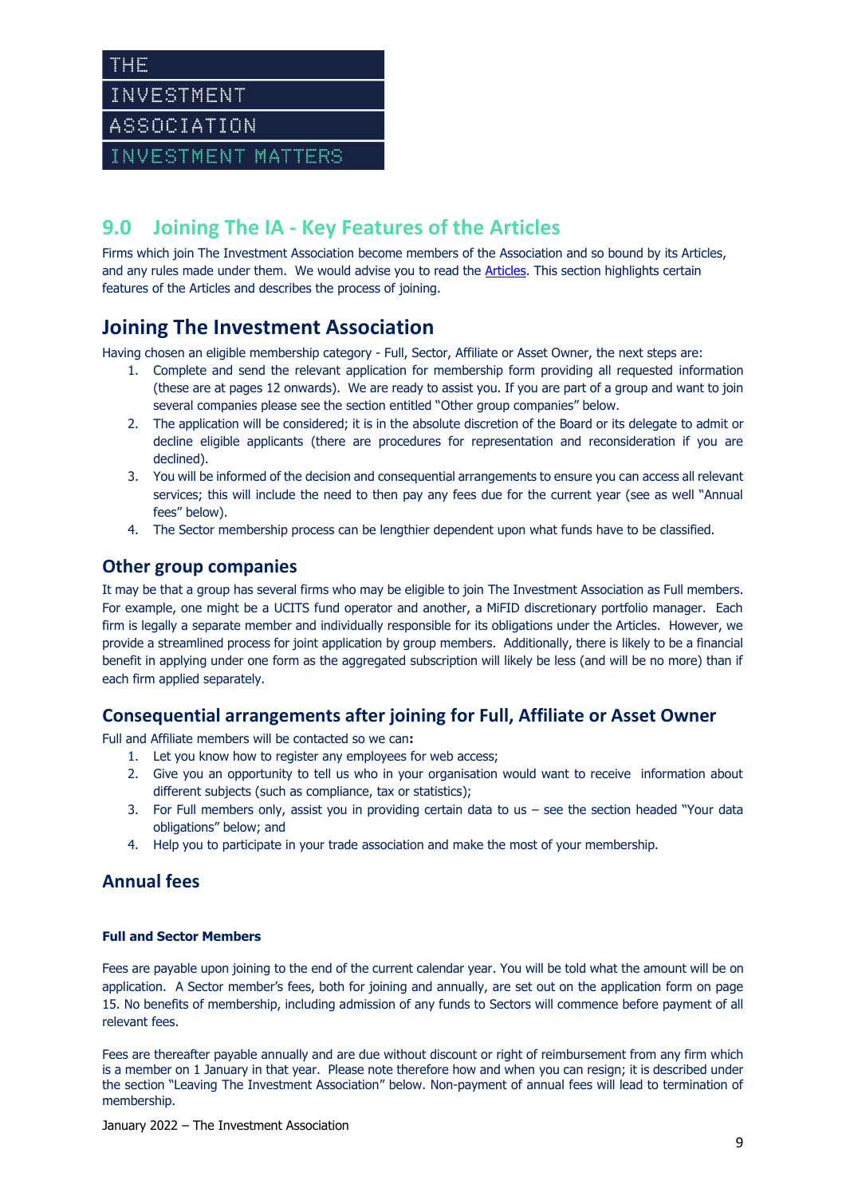## 9.0 Joining The IA - Key Features of the Articles

Firms which join The Investment Association become members of the Association and so bound by its Articles, and any rules made under them. We would advise you to read the Articles. This section highlights certain features of the Articles and describes the process of joining.

## Joining The Investment Association

Having chosen an eligible membership category - Full, Sector, Affiliate or Asset Owner, the next steps are:

1. Complete and send the relevant application for membership form providing all requested information (these are at pages 12 onwards). We are ready to assist you. If you are part of a group and want to join several companies please see the section entitled "Other group companies" below.
2. The application will be considered; it is in the absolute discretion of the Board or its delegate to admit or decline eligible applicants (there are procedures for representation and reconsideration if you are declined).
3. You will be informed of the decision and consequential arrangements to ensure you can access all relevant services; this will include the need to then pay any fees due for the current year (see as well "Annual fees" below).
4. The Sector membership process can be lengthier dependent upon what funds have to be classified.

### Other group companies

It may be that a group has several firms who may be eligible to join The Investment Association as Full members. For example, one might be a UCITS fund operator and another, a MiFID discretionary portfolio manager. Each firm is legally a separate member and individually responsible for its obligations under the Articles. However, we provide a streamlined process for joint application by group members. Additionally, there is likely to be a financial benefit in applying under one form as the aggregated subscription will likely be less (and will be no more) than if each firm applied separately.

### Consequential arrangements after joining for Full, Affiliate or Asset Owner

Full and Affiliate members will be contacted so we can**:**

1. Let you know how to register any employees for web access;
2. Give you an opportunity to tell us who in your organisation would want to receive information about different subjects (such as compliance, tax or statistics);
3. For Full members only, assist you in providing certain data to us – see the section headed "Your data obligations" below; and
4. Help you to participate in your trade association and make the most of your membership.

### Annual fees

#### Full and Sector Members

Fees are payable upon joining to the end of the current calendar year. You will be told what the amount will be on application. A Sector member's fees, both for joining and annually, are set out on the application form on page 15. No benefits of membership, including admission of any funds to Sectors will commence before payment of all relevant fees.

Fees are thereafter payable annually and are due without discount or right of reimbursement from any firm which is a member on 1 January in that year. Please note therefore how and when you can resign; it is described under the section "Leaving The Investment Association" below. Non-payment of annual fees will lead to termination of membership.

January 2022 – The Investment Association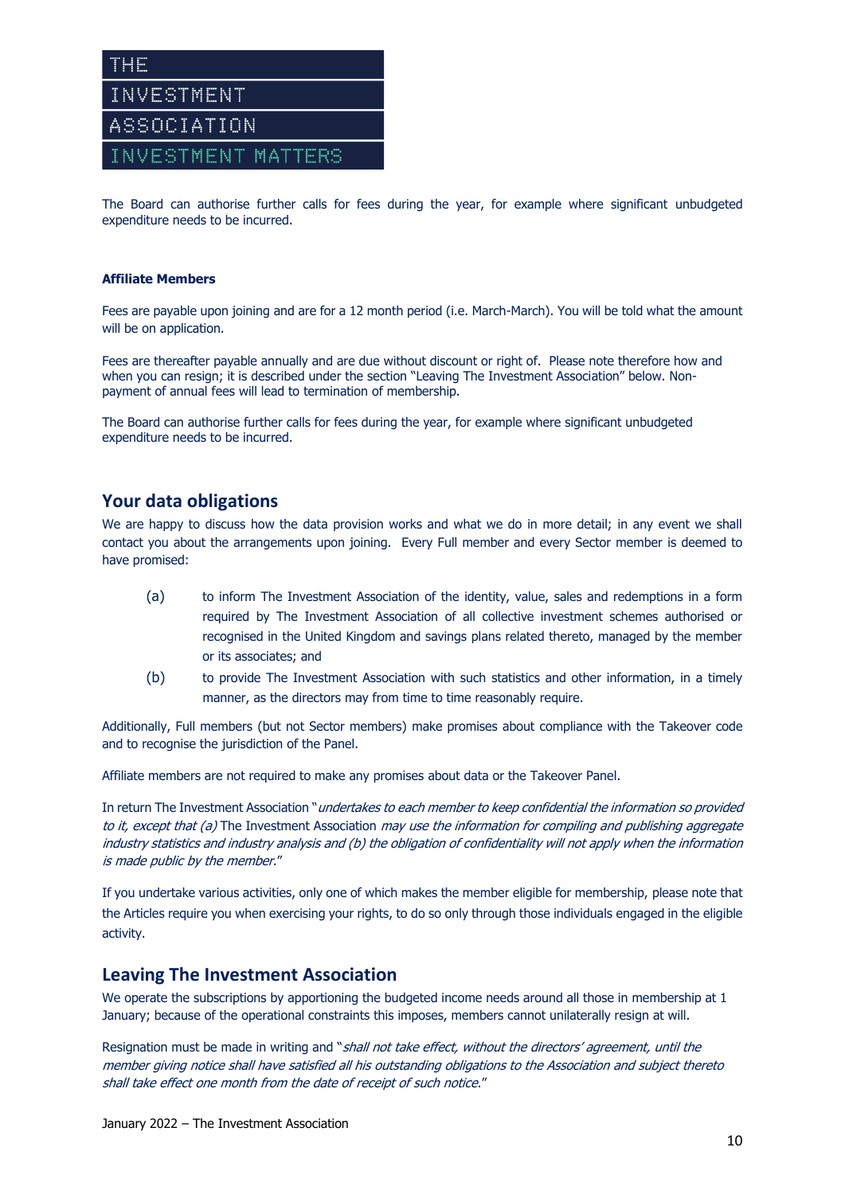The Board can authorise further calls for fees during the year, for example where significant unbudgeted expenditure needs to be incurred.

**Affiliate Members**

Fees are payable upon joining and are for a 12 month period (i.e. March-March). You will be told what the amount will be on application.

Fees are thereafter payable annually and are due without discount or right of. Please note therefore how and when you can resign; it is described under the section "Leaving The Investment Association" below. Non-payment of annual fees will lead to termination of membership.

The Board can authorise further calls for fees during the year, for example where significant unbudgeted expenditure needs to be incurred.

## Your data obligations

We are happy to discuss how the data provision works and what we do in more detail; in any event we shall contact you about the arrangements upon joining. Every Full member and every Sector member is deemed to have promised:

(a) to inform The Investment Association of the identity, value, sales and redemptions in a form required by The Investment Association of all collective investment schemes authorised or recognised in the United Kingdom and savings plans related thereto, managed by the member or its associates; and

(b) to provide The Investment Association with such statistics and other information, in a timely manner, as the directors may from time to time reasonably require.

Additionally, Full members (but not Sector members) make promises about compliance with the Takeover code and to recognise the jurisdiction of the Panel.

Affiliate members are not required to make any promises about data or the Takeover Panel.

In return The Investment Association "*undertakes to each member to keep confidential the information so provided to it, except that (a)* The Investment Association *may use the information for compiling and publishing aggregate industry statistics and industry analysis and (b) the obligation of confidentiality will not apply when the information is made public by the member*."

If you undertake various activities, only one of which makes the member eligible for membership, please note that the Articles require you when exercising your rights, to do so only through those individuals engaged in the eligible activity.

## Leaving The Investment Association

We operate the subscriptions by apportioning the budgeted income needs around all those in membership at 1 January; because of the operational constraints this imposes, members cannot unilaterally resign at will.

Resignation must be made in writing and "*shall not take effect, without the directors' agreement, until the member giving notice shall have satisfied all his outstanding obligations to the Association and subject thereto shall take effect one month from the date of receipt of such notice*."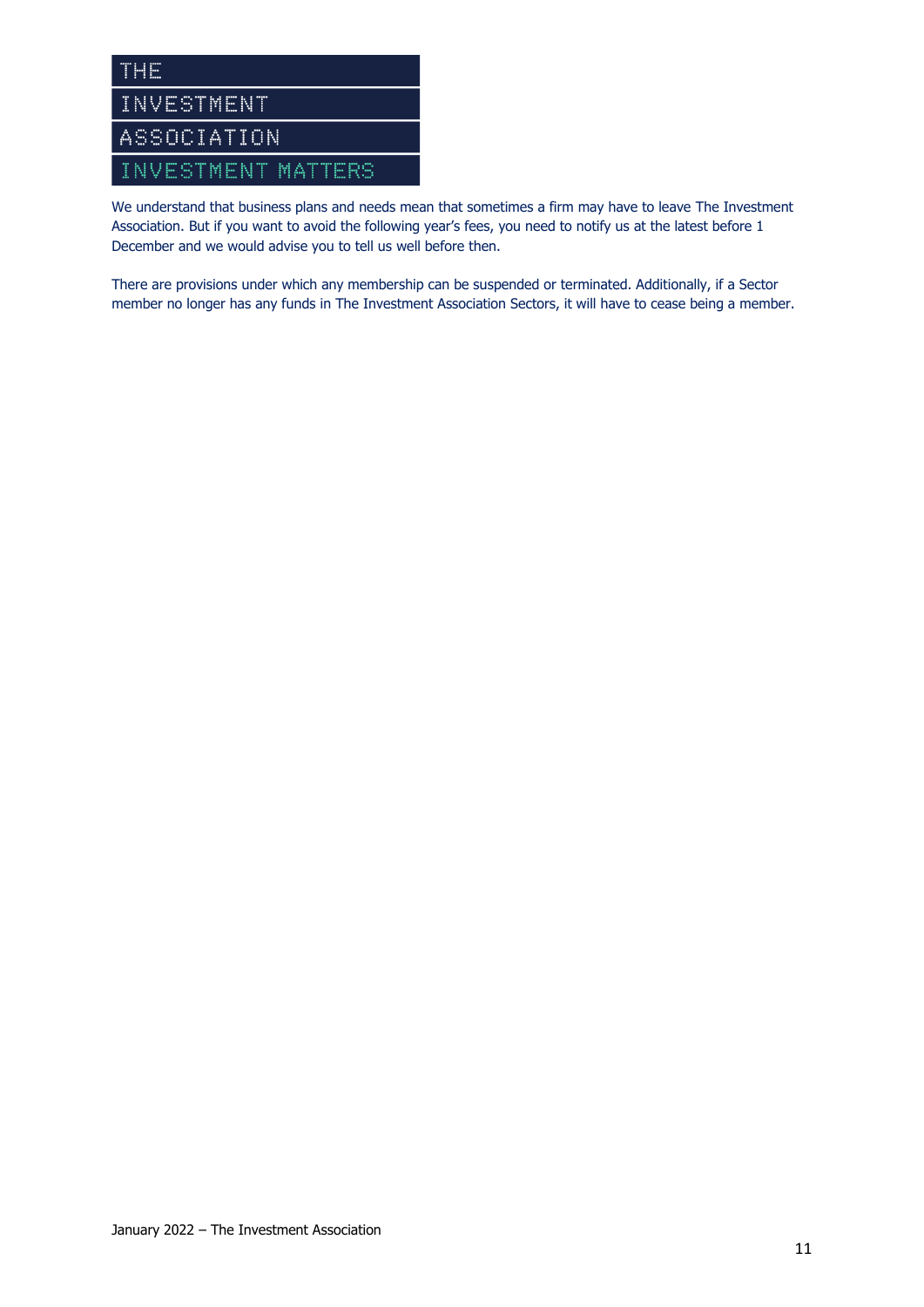We understand that business plans and needs mean that sometimes a firm may have to leave The Investment Association. But if you want to avoid the following year's fees, you need to notify us at the latest before 1 December and we would advise you to tell us well before then.

There are provisions under which any membership can be suspended or terminated. Additionally, if a Sector member no longer has any funds in The Investment Association Sectors, it will have to cease being a member.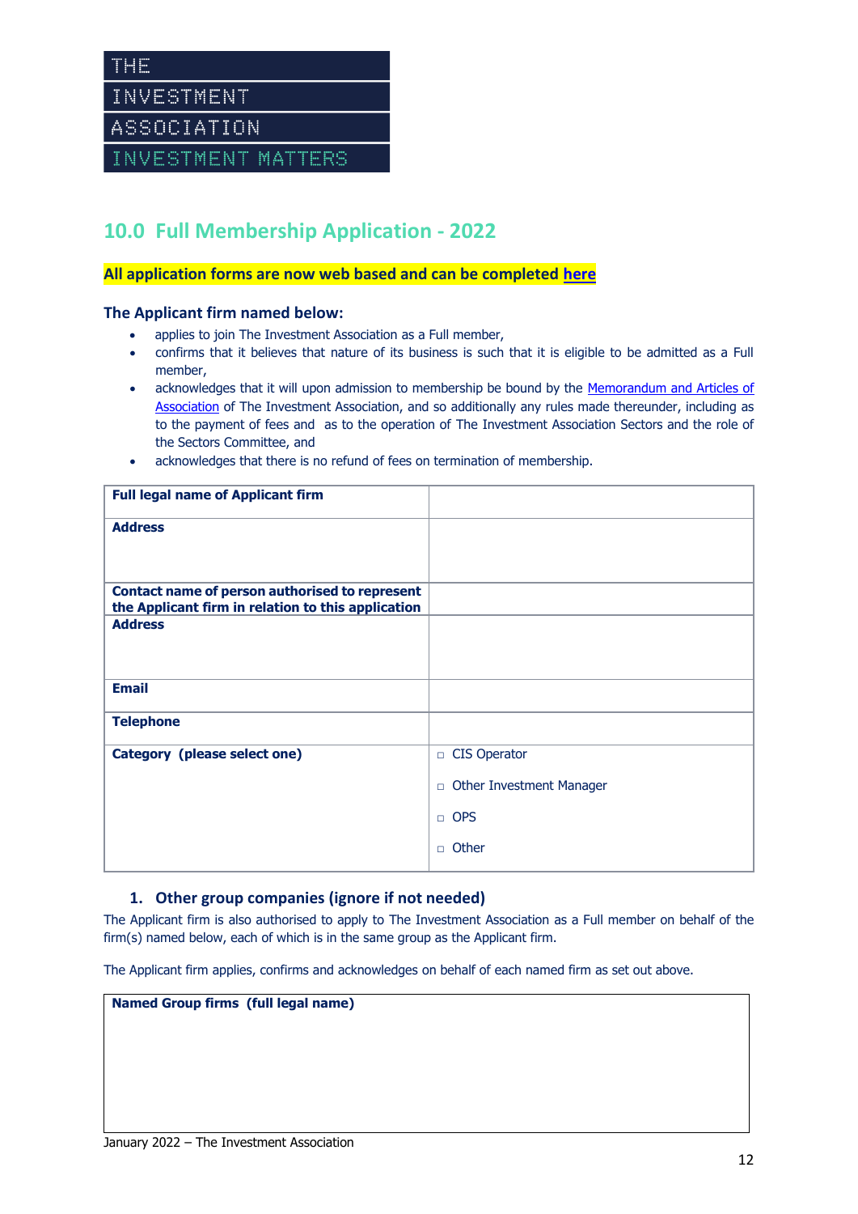THE
INVESTMENT
ASSOCIATION
INVESTMENT MATTERS

## 10.0 Full Membership Application - 2022

**All application forms are now web based and can be completed here**

### The Applicant firm named below:

- applies to join The Investment Association as a Full member,
- confirms that it believes that nature of its business is such that it is eligible to be admitted as a Full member,
- acknowledges that it will upon admission to membership be bound by the Memorandum and Articles of Association of The Investment Association, and so additionally any rules made thereunder, including as to the payment of fees and as to the operation of The Investment Association Sectors and the role of the Sectors Committee, and
- acknowledges that there is no refund of fees on termination of membership.

| **Full legal name of Applicant firm** | |
|---|---|
| **Address** | |
| **Contact name of person authorised to represent the Applicant firm in relation to this application** | |
| **Address** | |
| **Email** | |
| **Telephone** | |
| **Category (please select one)** | ☐ CIS Operator<br>☐ Other Investment Manager<br>☐ OPS<br>☐ Other |

### 1. Other group companies (ignore if not needed)

The Applicant firm is also authorised to apply to The Investment Association as a Full member on behalf of the firm(s) named below, each of which is in the same group as the Applicant firm.

The Applicant firm applies, confirms and acknowledges on behalf of each named firm as set out above.

| **Named Group firms (full legal name)** |
|---|
| |

January 2022 – The Investment Association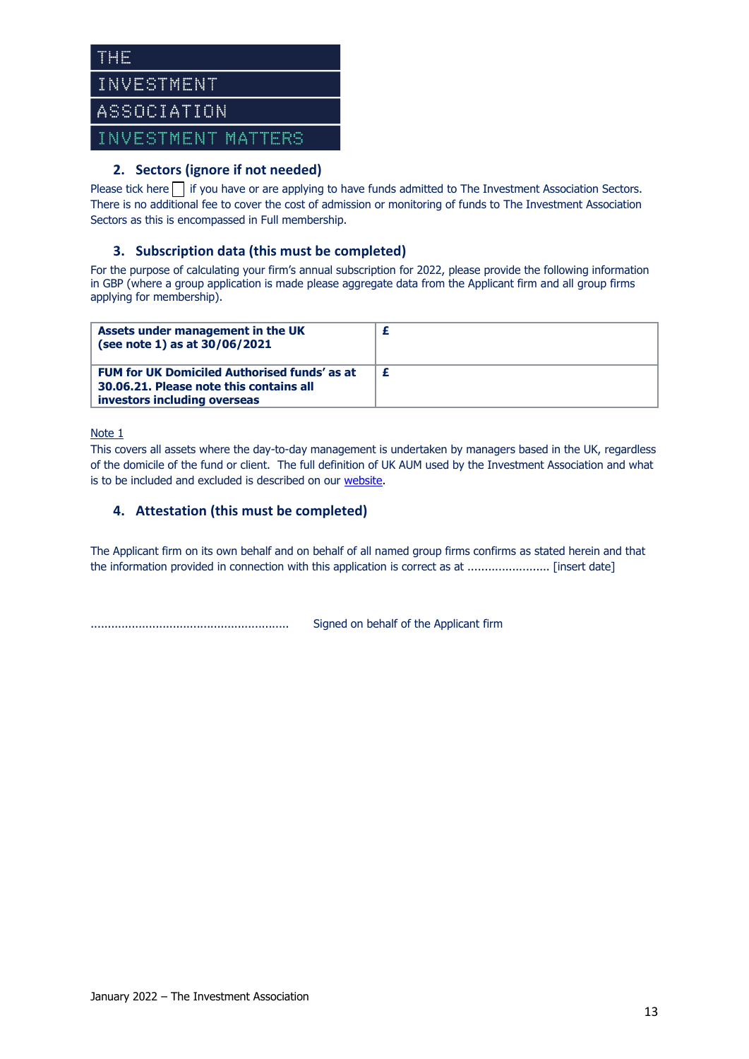THE
INVESTMENT
ASSOCIATION
INVESTMENT MATTERS

## 2. Sectors (ignore if not needed)

Please tick here ☐ if you have or are applying to have funds admitted to The Investment Association Sectors. There is no additional fee to cover the cost of admission or monitoring of funds to The Investment Association Sectors as this is encompassed in Full membership.

## 3. Subscription data (this must be completed)

For the purpose of calculating your firm's annual subscription for 2022, please provide the following information in GBP (where a group application is made please aggregate data from the Applicant firm and all group firms applying for membership).

| | |
|---|---|
| **Assets under management in the UK (see note 1) as at 30/06/2021** | **£** |
| **FUM for UK Domiciled Authorised funds' as at 30.06.21. Please note this contains all investors including overseas** | **£** |

Note 1

This covers all assets where the day-to-day management is undertaken by managers based in the UK, regardless of the domicile of the fund or client. The full definition of UK AUM used by the Investment Association and what is to be included and excluded is described on our website.

## 4. Attestation (this must be completed)

The Applicant firm on its own behalf and on behalf of all named group firms confirms as stated herein and that the information provided in connection with this application is correct as at ........................ [insert date]

......................................................... Signed on behalf of the Applicant firm

January 2022 – The Investment Association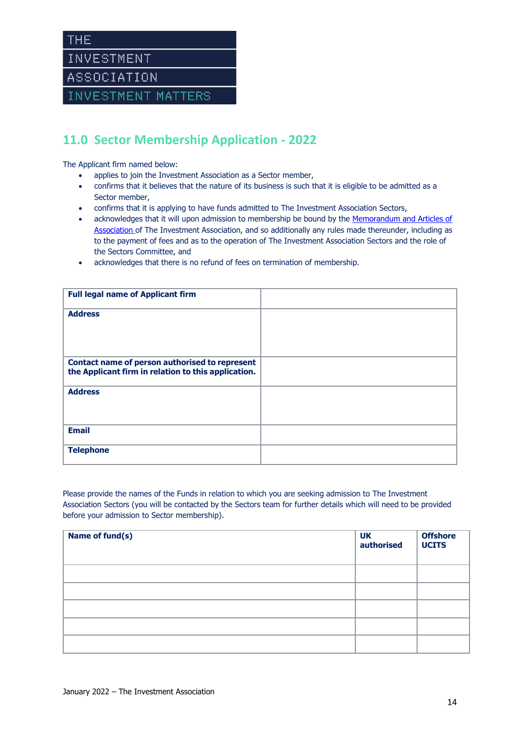THE
INVESTMENT
ASSOCIATION
INVESTMENT MATTERS

## 11.0 Sector Membership Application - 2022

The Applicant firm named below:

- applies to join the Investment Association as a Sector member,
- confirms that it believes that the nature of its business is such that it is eligible to be admitted as a Sector member,
- confirms that it is applying to have funds admitted to The Investment Association Sectors,
- acknowledges that it will upon admission to membership be bound by the Memorandum and Articles of Association of The Investment Association, and so additionally any rules made thereunder, including as to the payment of fees and as to the operation of The Investment Association Sectors and the role of the Sectors Committee, and
- acknowledges that there is no refund of fees on termination of membership.

| **Full legal name of Applicant firm** | |
|---|---|
| **Address** | |
| **Contact name of person authorised to represent the Applicant firm in relation to this application.** | |
| **Address** | |
| **Email** | |
| **Telephone** | |

Please provide the names of the Funds in relation to which you are seeking admission to The Investment Association Sectors (you will be contacted by the Sectors team for further details which will need to be provided before your admission to Sector membership).

| **Name of fund(s)** | **UK authorised** | **Offshore UCITS** |
|---|---|---|
| | | |
| | | |
| | | |
| | | |
| | | |

January 2022 – The Investment Association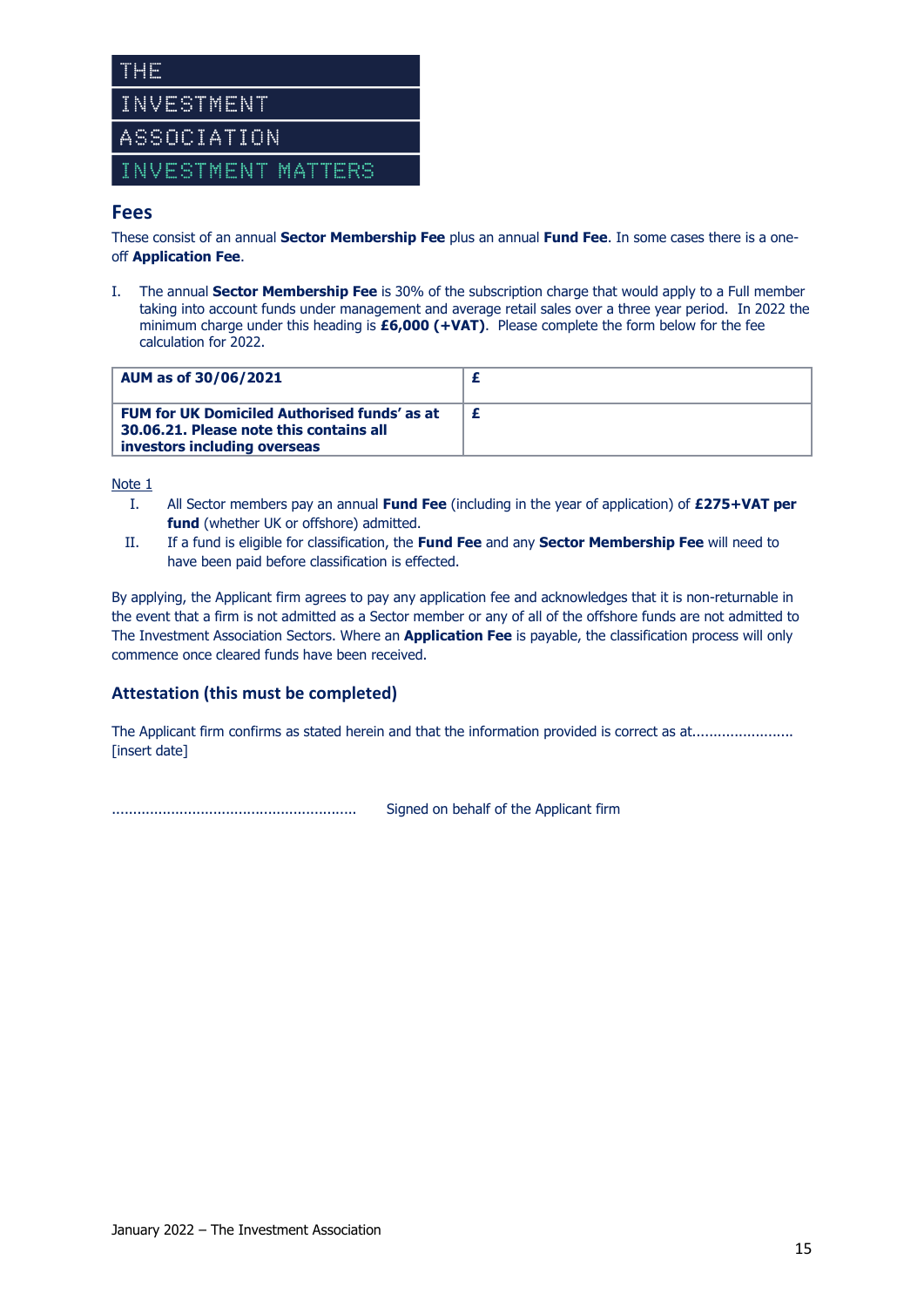THE
INVESTMENT
ASSOCIATION
INVESTMENT MATTERS

## Fees

These consist of an annual **Sector Membership Fee** plus an annual **Fund Fee**. In some cases there is a one-off **Application Fee**.

I. The annual **Sector Membership Fee** is 30% of the subscription charge that would apply to a Full member taking into account funds under management and average retail sales over a three year period. In 2022 the minimum charge under this heading is **£6,000 (+VAT)**. Please complete the form below for the fee calculation for 2022.

| | |
|---|---|
| **AUM as of 30/06/2021** | **£** |
| **FUM for UK Domiciled Authorised funds' as at 30.06.21. Please note this contains all investors including overseas** | **£** |

Note 1

I. All Sector members pay an annual **Fund Fee** (including in the year of application) of **£275+VAT per fund** (whether UK or offshore) admitted.

II. If a fund is eligible for classification, the **Fund Fee** and any **Sector Membership Fee** will need to have been paid before classification is effected.

By applying, the Applicant firm agrees to pay any application fee and acknowledges that it is non-returnable in the event that a firm is not admitted as a Sector member or any of all of the offshore funds are not admitted to The Investment Association Sectors. Where an **Application Fee** is payable, the classification process will only commence once cleared funds have been received.

### Attestation (this must be completed)

The Applicant firm confirms as stated herein and that the information provided is correct as at........................ [insert date]

.......................................................... Signed on behalf of the Applicant firm

January 2022 – The Investment Association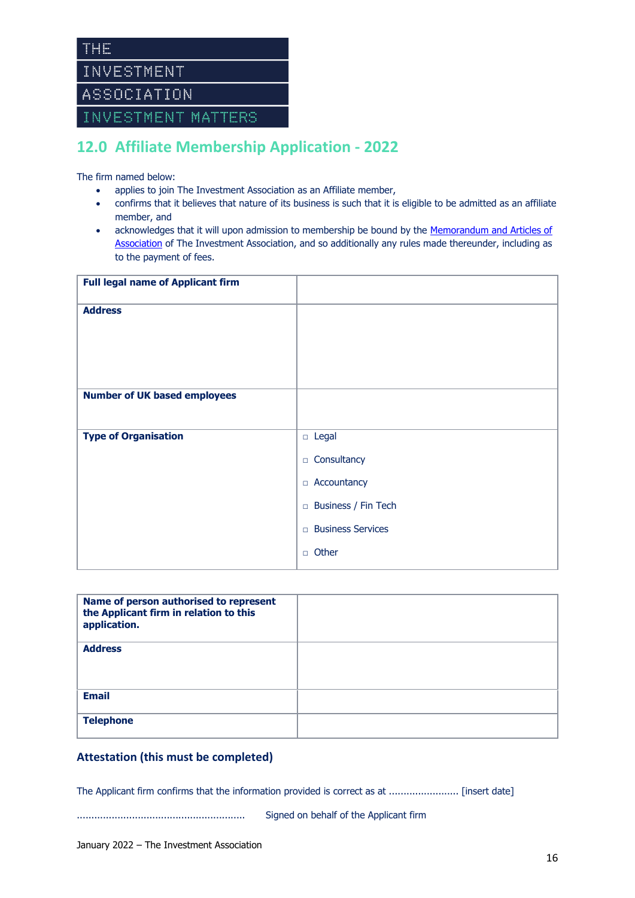THE INVESTMENT ASSOCIATION

INVESTMENT MATTERS

## 12.0 Affiliate Membership Application - 2022

The firm named below:

- applies to join The Investment Association as an Affiliate member,
- confirms that it believes that nature of its business is such that it is eligible to be admitted as an affiliate member, and
- acknowledges that it will upon admission to membership be bound by the Memorandum and Articles of Association of The Investment Association, and so additionally any rules made thereunder, including as to the payment of fees.

| **Full legal name of Applicant firm** | |
|---|---|
| **Address** | |
| **Number of UK based employees** | |
| **Type of Organisation** | ☐ Legal<br>☐ Consultancy<br>☐ Accountancy<br>☐ Business / Fin Tech<br>☐ Business Services<br>☐ Other |

| **Name of person authorised to represent the Applicant firm in relation to this application.** | |
|---|---|
| **Address** | |
| **Email** | |
| **Telephone** | |

### Attestation (this must be completed)

The Applicant firm confirms that the information provided is correct as at ........................ [insert date]

......................................................... Signed on behalf of the Applicant firm

January 2022 – The Investment Association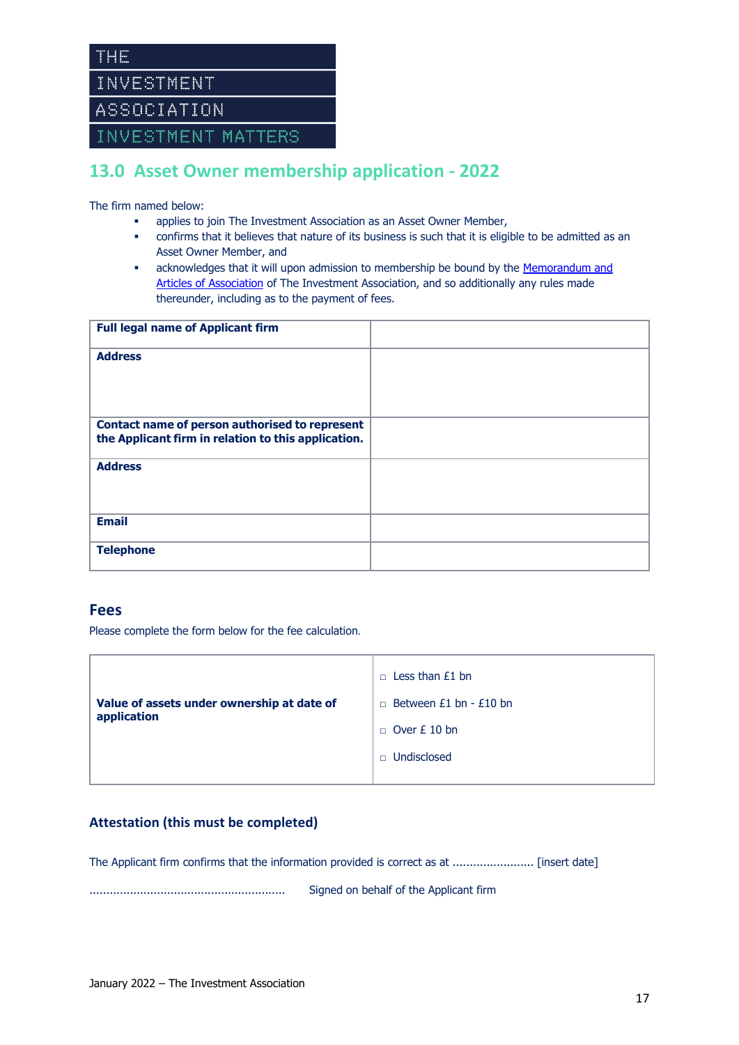THE
INVESTMENT
ASSOCIATION
INVESTMENT MATTERS

## 13.0 Asset Owner membership application - 2022

The firm named below:

- applies to join The Investment Association as an Asset Owner Member,
- confirms that it believes that nature of its business is such that it is eligible to be admitted as an Asset Owner Member, and
- acknowledges that it will upon admission to membership be bound by the Memorandum and Articles of Association of The Investment Association, and so additionally any rules made thereunder, including as to the payment of fees.

| | |
|---|---|
| **Full legal name of Applicant firm** | |
| **Address** | |
| **Contact name of person authorised to represent the Applicant firm in relation to this application.** | |
| **Address** | |
| **Email** | |
| **Telephone** | |

### Fees

Please complete the form below for the fee calculation.

| | |
|---|---|
| **Value of assets under ownership at date of application** | ▫ Less than £1 bn<br>▫ Between £1 bn - £10 bn<br>▫ Over £ 10 bn<br>▫ Undisclosed |

### Attestation (this must be completed)

The Applicant firm confirms that the information provided is correct as at ........................ [insert date]

......................................................... Signed on behalf of the Applicant firm

January 2022 – The Investment Association